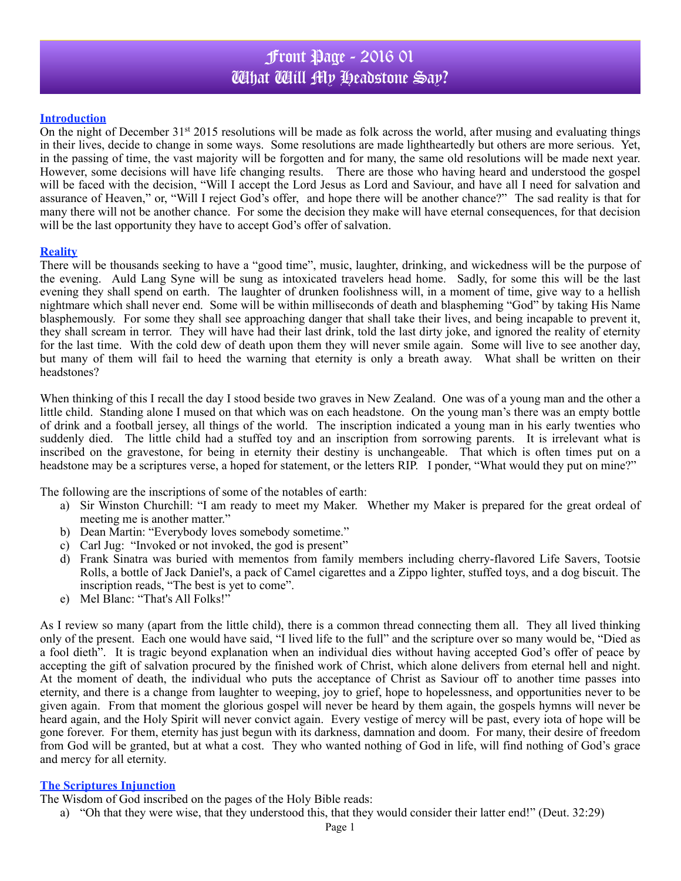# Front Page - 2016 01
# What Will My Headstone Say?

## Introduction

On the night of December 31st 2015 resolutions will be made as folk across the world, after musing and evaluating things in their lives, decide to change in some ways. Some resolutions are made lightheartedly but others are more serious. Yet, in the passing of time, the vast majority will be forgotten and for many, the same old resolutions will be made next year. However, some decisions will have life changing results. There are those who having heard and understood the gospel will be faced with the decision, "Will I accept the Lord Jesus as Lord and Saviour, and have all I need for salvation and assurance of Heaven," or, "Will I reject God's offer, and hope there will be another chance?" The sad reality is that for many there will not be another chance. For some the decision they make will have eternal consequences, for that decision will be the last opportunity they have to accept God's offer of salvation.

## Reality

There will be thousands seeking to have a "good time", music, laughter, drinking, and wickedness will be the purpose of the evening. Auld Lang Syne will be sung as intoxicated travelers head home. Sadly, for some this will be the last evening they shall spend on earth. The laughter of drunken foolishness will, in a moment of time, give way to a hellish nightmare which shall never end. Some will be within milliseconds of death and blaspheming "God" by taking His Name blasphemously. For some they shall see approaching danger that shall take their lives, and being incapable to prevent it, they shall scream in terror. They will have had their last drink, told the last dirty joke, and ignored the reality of eternity for the last time. With the cold dew of death upon them they will never smile again. Some will live to see another day, but many of them will fail to heed the warning that eternity is only a breath away. What shall be written on their headstones?

When thinking of this I recall the day I stood beside two graves in New Zealand. One was of a young man and the other a little child. Standing alone I mused on that which was on each headstone. On the young man's there was an empty bottle of drink and a football jersey, all things of the world. The inscription indicated a young man in his early twenties who suddenly died. The little child had a stuffed toy and an inscription from sorrowing parents. It is irrelevant what is inscribed on the gravestone, for being in eternity their destiny is unchangeable. That which is often times put on a headstone may be a scriptures verse, a hoped for statement, or the letters RIP. I ponder, "What would they put on mine?"

The following are the inscriptions of some of the notables of earth:

a) Sir Winston Churchill: "I am ready to meet my Maker. Whether my Maker is prepared for the great ordeal of meeting me is another matter."
b) Dean Martin: "Everybody loves somebody sometime."
c) Carl Jug: "Invoked or not invoked, the god is present"
d) Frank Sinatra was buried with mementos from family members including cherry-flavored Life Savers, Tootsie Rolls, a bottle of Jack Daniel's, a pack of Camel cigarettes and a Zippo lighter, stuffed toys, and a dog biscuit. The inscription reads, "The best is yet to come".
e) Mel Blanc: "That's All Folks!"

As I review so many (apart from the little child), there is a common thread connecting them all. They all lived thinking only of the present. Each one would have said, "I lived life to the full" and the scripture over so many would be, "Died as a fool dieth". It is tragic beyond explanation when an individual dies without having accepted God's offer of peace by accepting the gift of salvation procured by the finished work of Christ, which alone delivers from eternal hell and night. At the moment of death, the individual who puts the acceptance of Christ as Saviour off to another time passes into eternity, and there is a change from laughter to weeping, joy to grief, hope to hopelessness, and opportunities never to be given again. From that moment the glorious gospel will never be heard by them again, the gospels hymns will never be heard again, and the Holy Spirit will never convict again. Every vestige of mercy will be past, every iota of hope will be gone forever. For them, eternity has just begun with its darkness, damnation and doom. For many, their desire of freedom from God will be granted, but at what a cost. They who wanted nothing of God in life, will find nothing of God's grace and mercy for all eternity.

## The Scriptures Injunction

The Wisdom of God inscribed on the pages of the Holy Bible reads:

a) "Oh that they were wise, that they understood this, that they would consider their latter end!" (Deut. 32:29)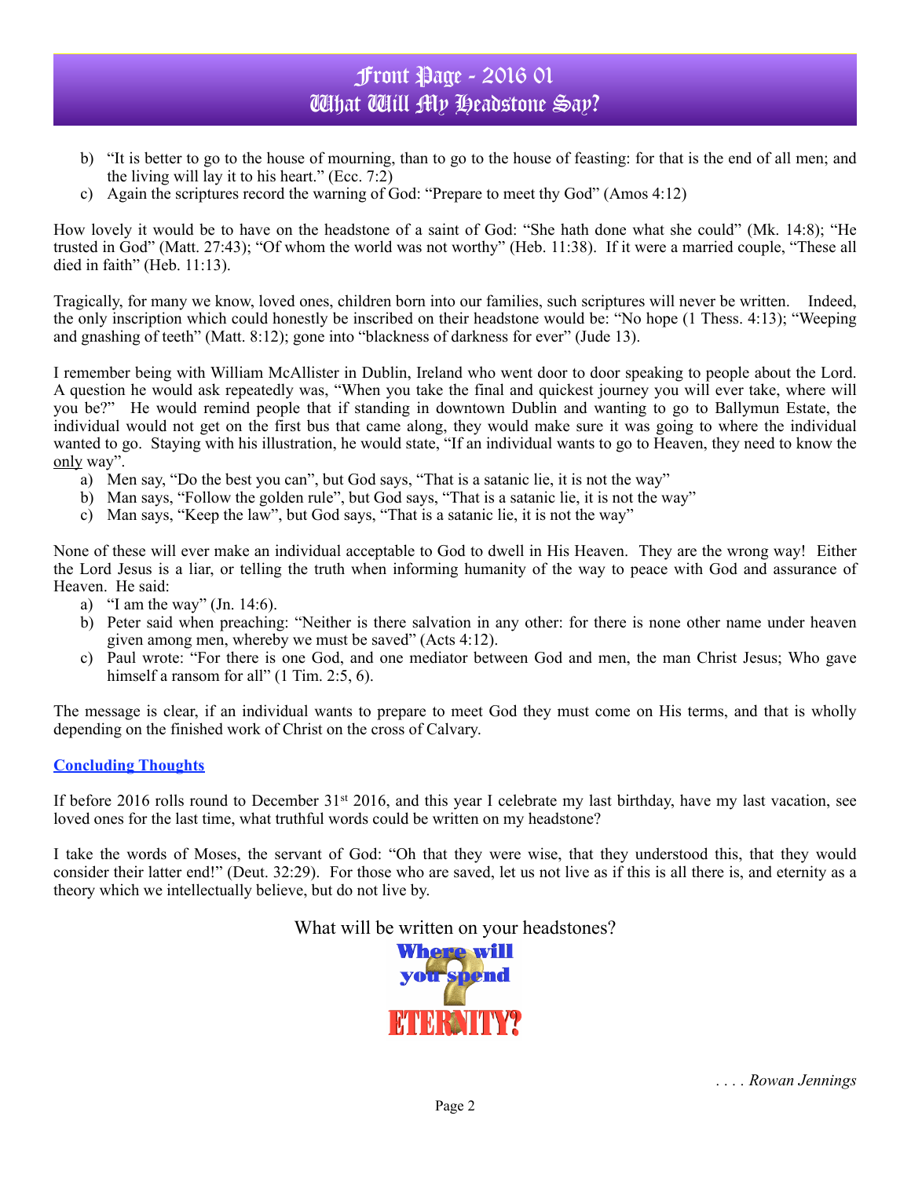# Front Page - 2016 01
# What Will My Headstone Say?

b) "It is better to go to the house of mourning, than to go to the house of feasting: for that is the end of all men; and the living will lay it to his heart." (Ecc. 7:2)
c) Again the scriptures record the warning of God: "Prepare to meet thy God" (Amos 4:12)

How lovely it would be to have on the headstone of a saint of God: "She hath done what she could" (Mk. 14:8); "He trusted in God" (Matt. 27:43); "Of whom the world was not worthy" (Heb. 11:38). If it were a married couple, "These all died in faith" (Heb. 11:13).

Tragically, for many we know, loved ones, children born into our families, such scriptures will never be written. Indeed, the only inscription which could honestly be inscribed on their headstone would be: "No hope (1 Thess. 4:13); "Weeping and gnashing of teeth" (Matt. 8:12); gone into "blackness of darkness for ever" (Jude 13).

I remember being with William McAllister in Dublin, Ireland who went door to door speaking to people about the Lord. A question he would ask repeatedly was, "When you take the final and quickest journey you will ever take, where will you be?" He would remind people that if standing in downtown Dublin and wanting to go to Ballymun Estate, the individual would not get on the first bus that came along, they would make sure it was going to where the individual wanted to go. Staying with his illustration, he would state, "If an individual wants to go to Heaven, they need to know the <u>only</u> way".

a) Men say, "Do the best you can", but God says, "That is a satanic lie, it is not the way"
b) Man says, "Follow the golden rule", but God says, "That is a satanic lie, it is not the way"
c) Man says, "Keep the law", but God says, "That is a satanic lie, it is not the way"

None of these will ever make an individual acceptable to God to dwell in His Heaven. They are the wrong way! Either the Lord Jesus is a liar, or telling the truth when informing humanity of the way to peace with God and assurance of Heaven. He said:

a) "I am the way" (Jn. 14:6).
b) Peter said when preaching: "Neither is there salvation in any other: for there is none other name under heaven given among men, whereby we must be saved" (Acts 4:12).
c) Paul wrote: "For there is one God, and one mediator between God and men, the man Christ Jesus; Who gave himself a ransom for all" (1 Tim. 2:5, 6).

The message is clear, if an individual wants to prepare to meet God they must come on His terms, and that is wholly depending on the finished work of Christ on the cross of Calvary.

**Concluding Thoughts**

If before 2016 rolls round to December 31st 2016, and this year I celebrate my last birthday, have my last vacation, see loved ones for the last time, what truthful words could be written on my headstone?

I take the words of Moses, the servant of God: "Oh that they were wise, that they understood this, that they would consider their latter end!" (Deut. 32:29). For those who are saved, let us not live as if this is all there is, and eternity as a theory which we intellectually believe, but do not live by.

What will be written on your headstones?

Where will you spend ETERNITY?

*. . . . Rowan Jennings*